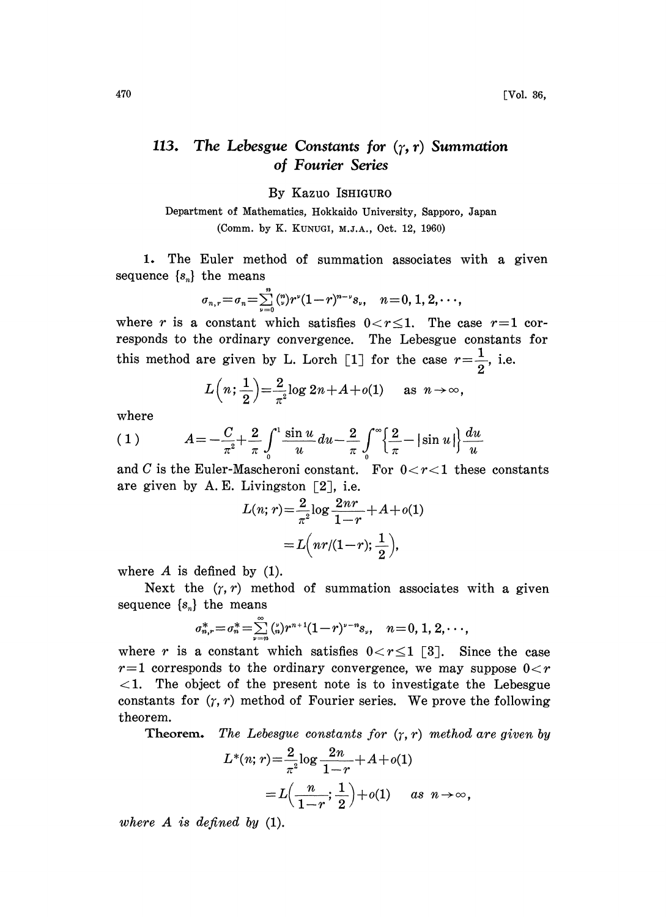# 113. The Lebesgue Constants for $(\gamma, r)$ Summation of Fourier Series

By Kazuo ISHIGURO

Department of Mathematics, Hokkaido University, Sapporo, Japan

(Comm. by K. KUNUGI, M.J.A., Oct. 12, 1960)

1. The Euler method of summation associates with a given sequence $\{s_n\}$ the means

$$\sigma_{n,r}=\sigma_n=\sum_{\nu=0}^{n}\binom{n}{\nu}r^{\nu}(1-r)^{n-\nu}s_{\nu}, \quad n=0,1,2,\cdots,$$

where $r$ is a constant which satisfies $0<r\leq 1$. The case $r=1$ corresponds to the ordinary convergence. The Lebesgue constants for this method are given by L. Lorch [1] for the case $r=\frac{1}{2}$, i.e.

$$L\left(n;\frac{1}{2}\right)=\frac{2}{\pi^2}\log 2n+A+o(1) \quad \text{as } n\to\infty,$$

where

$$A=-\frac{C}{\pi^2}+\frac{2}{\pi}\int_0^1\frac{\sin u}{u}du-\frac{2}{\pi}\int_0^{\infty}\left\{\frac{2}{\pi}-|\sin u|\right\}\frac{du}{u} \tag{1}$$

and $C$ is the Euler-Mascheroni constant. For $0<r<1$ these constants are given by A. E. Livingston [2], i.e.

$$\begin{aligned}L(n;r)&=\frac{2}{\pi^2}\log\frac{2nr}{1-r}+A+o(1)\\&=L\left(nr/(1-r);\frac{1}{2}\right),\end{aligned}$$

where $A$ is defined by (1).

Next the $(\gamma, r)$ method of summation associates with a given sequence $\{s_n\}$ the means

$$\sigma^*_{n,r}=\sigma^*_n=\sum_{\nu=n}^{\infty}\binom{\nu}{n}r^{n+1}(1-r)^{\nu-n}s_{\nu}, \quad n=0,1,2,\cdots,$$

where $r$ is a constant which satisfies $0<r\leq 1$ [3]. Since the case $r=1$ corresponds to the ordinary convergence, we may suppose $0<r<1$. The object of the present note is to investigate the Lebesgue constants for $(\gamma, r)$ method of Fourier series. We prove the following theorem.

**Theorem.** *The Lebesgue constants for $(\gamma, r)$ method are given by*

$$\begin{aligned}L^*(n;r)&=\frac{2}{\pi^2}\log\frac{2n}{1-r}+A+o(1)\\&=L\left(\frac{n}{1-r};\frac{1}{2}\right)+o(1) \quad \textit{as } n\to\infty,\end{aligned}$$

*where $A$ is defined by* (1).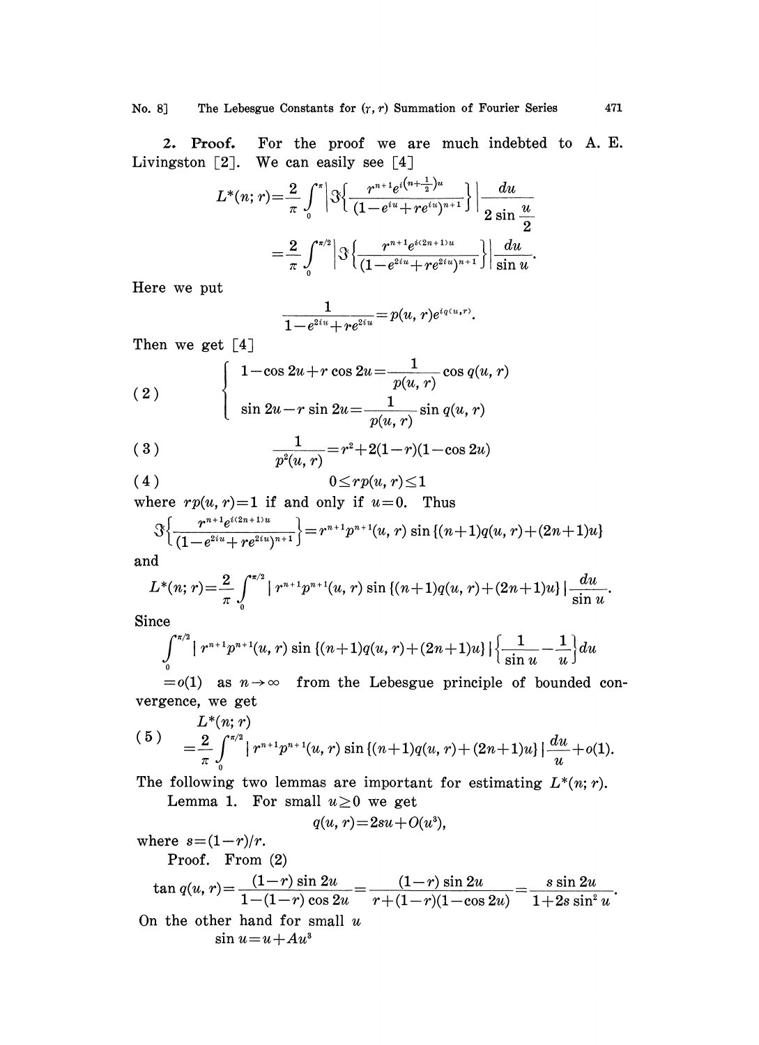**2. Proof.** For the proof we are much indebted to A. E. Livingston [2]. We can easily see [4]

$$L^*(n;r)=\frac{2}{\pi}\int_0^{\pi}\left|\mathfrak{I}\left\{\frac{r^{n+1}e^{i\left(n+\frac{1}{2}\right)u}}{(1-e^{iu}+re^{iu})^{n+1}}\right\}\right|\frac{du}{2\sin\frac{u}{2}}$$

$$=\frac{2}{\pi}\int_0^{\pi/2}\left|\mathfrak{I}\left\{\frac{r^{n+1}e^{i(2n+1)u}}{(1-e^{2iu}+re^{2iu})^{n+1}}\right\}\right|\frac{du}{\sin u}.$$

Here we put

$$\frac{1}{1-e^{2iu}+re^{2iu}}=p(u,r)e^{iq(u,r)}.$$

Then we get [4]

$$\text{(2)}\qquad \begin{cases} 1-\cos 2u+r\cos 2u=\dfrac{1}{p(u,r)}\cos q(u,r) \\[2ex] \sin 2u-r\sin 2u=\dfrac{1}{p(u,r)}\sin q(u,r) \end{cases}$$

$$\text{(3)}\qquad \frac{1}{p^2(u,r)}=r^2+2(1-r)(1-\cos 2u)$$

$$\text{(4)}\qquad 0\leq rp(u,r)\leq 1$$

where $rp(u,r)=1$ if and only if $u=0$. Thus

$$\mathfrak{I}\left\{\frac{r^{n+1}e^{i(2n+1)u}}{(1-e^{2iu}+re^{2iu})^{n+1}}\right\}=r^{n+1}p^{n+1}(u,r)\sin\{(n+1)q(u,r)+(2n+1)u\}$$

and

$$L^*(n;r)=\frac{2}{\pi}\int_0^{\pi/2}|r^{n+1}p^{n+1}(u,r)\sin\{(n+1)q(u,r)+(2n+1)u\}|\frac{du}{\sin u}.$$

Since

$$\int_0^{\pi/2}|r^{n+1}p^{n+1}(u,r)\sin\{(n+1)q(u,r)+(2n+1)u\}|\left\{\frac{1}{\sin u}-\frac{1}{u}\right\}du$$

$=o(1)$ as $n\to\infty$ from the Lebesgue principle of bounded convergence, we get

$$\text{(5)}\qquad \begin{aligned} &L^*(n;r)\\ &=\frac{2}{\pi}\int_0^{\pi/2}|r^{n+1}p^{n+1}(u,r)\sin\{(n+1)q(u,r)+(2n+1)u\}|\frac{du}{u}+o(1). \end{aligned}$$

The following two lemmas are important for estimating $L^*(n;r)$.

Lemma 1. For small $u\geq 0$ we get

$$q(u,r)=2su+O(u^3),$$

where $s=(1-r)/r$.

Proof. From (2)

$$\tan q(u,r)=\frac{(1-r)\sin 2u}{1-(1-r)\cos 2u}=\frac{(1-r)\sin 2u}{r+(1-r)(1-\cos 2u)}=\frac{s\sin 2u}{1+2s\sin^2 u}.$$

On the other hand for small $u$

$$\sin u=u+Au^3$$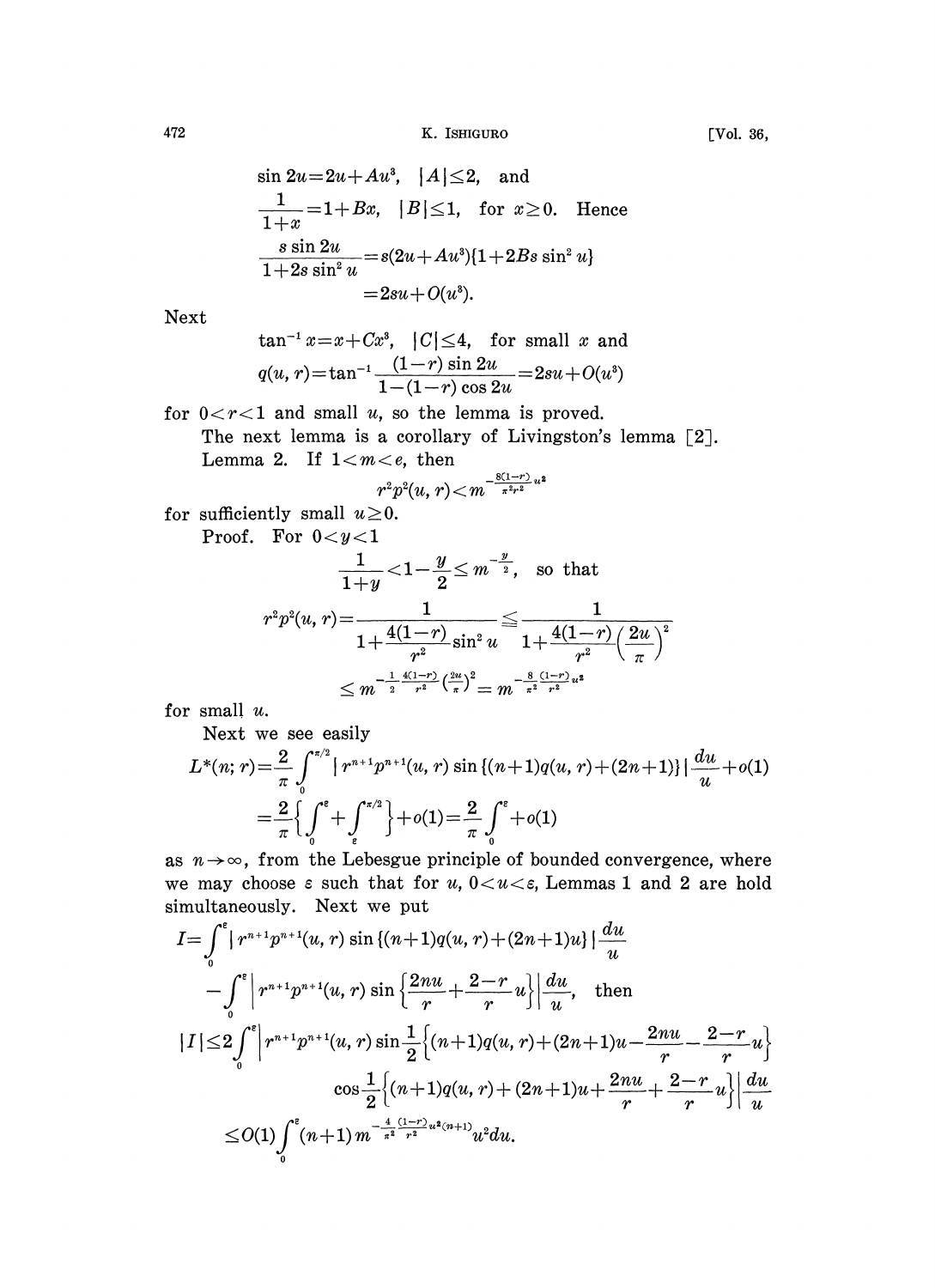$$\sin 2u = 2u + Au^3, \quad |A| \leq 2, \quad \text{and}$$

$$\frac{1}{1+x} = 1 + Bx, \quad |B| \leq 1, \quad \text{for } x \geq 0. \quad \text{Hence}$$

$$\frac{s \sin 2u}{1+2s\sin^2 u} = s(2u + Au^3)\{1 + 2Bs \sin^2 u\}$$
$$= 2su + O(u^3).$$

Next

$$\tan^{-1} x = x + Cx^3, \quad |C| \leq 4, \quad \text{for small } x \text{ and}$$

$$q(u, r) = \tan^{-1} \frac{(1-r)\sin 2u}{1-(1-r)\cos 2u} = 2su + O(u^3)$$

for $0 < r < 1$ and small $u$, so the lemma is proved.

The next lemma is a corollary of Livingston's lemma [2].

Lemma 2. If $1 < m < e$, then

$$r^2 p^2(u, r) < m^{-\frac{8(1-r)}{\pi^2 r^2} u^2}$$

for sufficiently small $u \geq 0$.

Proof. For $0 < y < 1$

$$\frac{1}{1+y} < 1 - \frac{y}{2} \leq m^{-\frac{y}{2}}, \quad \text{so that}$$

$$r^2 p^2(u, r) = \frac{1}{1 + \frac{4(1-r)}{r^2}\sin^2 u} \leq \frac{1}{1 + \frac{4(1-r)}{r^2}\left(\frac{2u}{\pi}\right)^2}$$

$$\leq m^{-\frac{1}{2}\frac{4(1-r)}{r^2}\left(\frac{2u}{\pi}\right)^2} = m^{-\frac{8}{\pi^2}\frac{(1-r)}{r^2}u^2}$$

for small $u$.

Next we see easily

$$L^*(n; r) = \frac{2}{\pi}\int_0^{\pi/2} | r^{n+1} p^{n+1}(u, r) \sin\{(n+1)q(u, r) + (2n+1)\} | \frac{du}{u} + o(1)$$

$$= \frac{2}{\pi}\left\{\int_0^{\varepsilon} + \int_{\varepsilon}^{\pi/2}\right\} + o(1) = \frac{2}{\pi}\int_0^{\varepsilon} + o(1)$$

as $n \to \infty$, from the Lebesgue principle of bounded convergence, where we may choose $\varepsilon$ such that for $u$, $0 < u < \varepsilon$, Lemmas 1 and 2 are hold simultaneously. Next we put

$$I = \int_0^{\varepsilon} | r^{n+1} p^{n+1}(u, r) \sin\{(n+1)q(u, r) + (2n+1)u\} | \frac{du}{u}$$
$$- \int_0^{\varepsilon} \left| r^{n+1} p^{n+1}(u, r) \sin\left\{\frac{2nu}{r} + \frac{2-r}{r}u\right\}\right| \frac{du}{u}, \quad \text{then}$$

$$|I| \leq 2\int_0^{\varepsilon} \left| r^{n+1} p^{n+1}(u, r) \sin\frac{1}{2}\left\{(n+1)q(u, r) + (2n+1)u - \frac{2nu}{r} - \frac{2-r}{r}u\right\}\right.$$
$$\left.\cos\frac{1}{2}\left\{(n+1)q(u, r) + (2n+1)u + \frac{2nu}{r} + \frac{2-r}{r}u\right\}\right| \frac{du}{u}$$

$$\leq O(1)\int_0^{\varepsilon} (n+1)\, m^{-\frac{4}{\pi^2}\frac{(1-r)}{r^2}u^2(n+1)} u^2 du.$$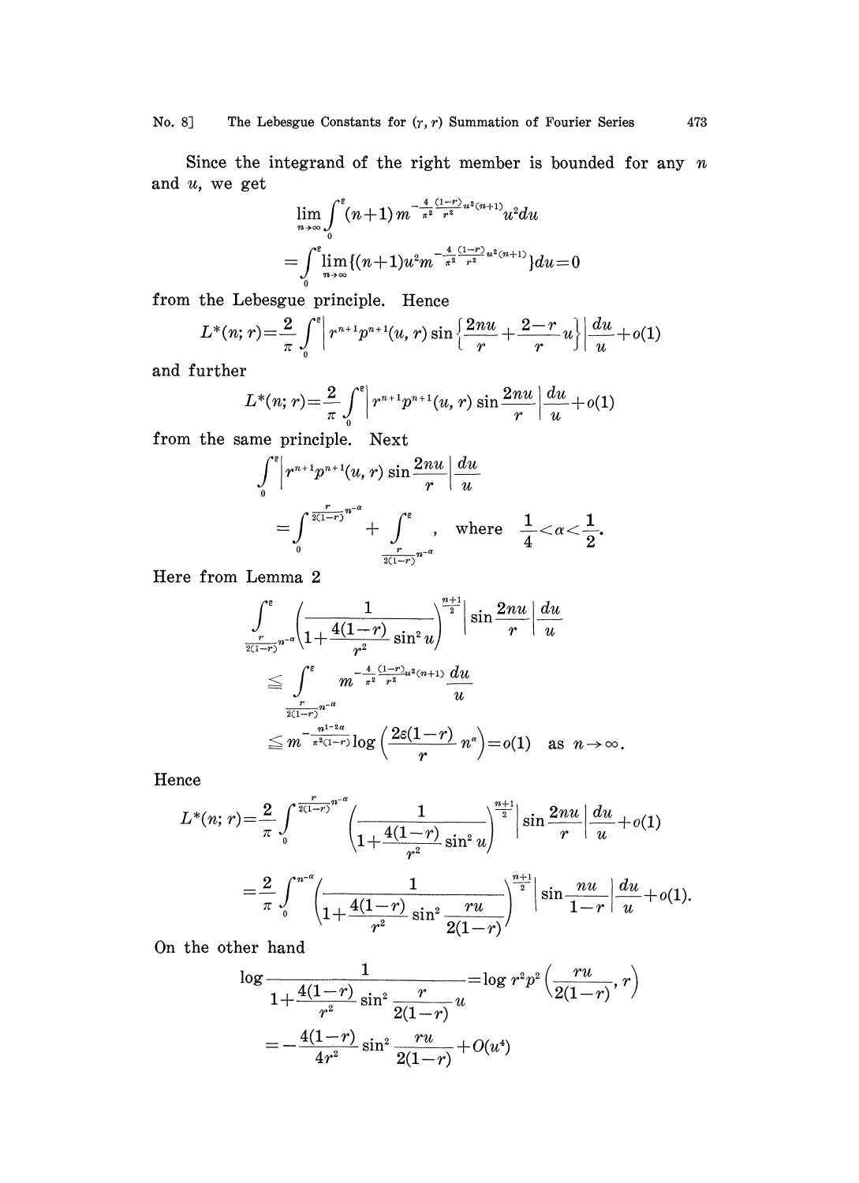Since the integrand of the right member is bounded for any $n$ and $u$, we get

$$\lim_{n\to\infty}\int_0^{\varepsilon}(n+1)\,m^{-\frac{4}{\pi^2}\frac{(1-r)}{r^2}u^2(n+1)}u^2du$$
$$=\int_0^{\varepsilon}\lim_{n\to\infty}\{(n+1)u^2m^{-\frac{4}{\pi^2}\frac{(1-r)}{r^2}u^2(n+1)}\}du=0$$

from the Lebesgue principle. Hence

$$L^*(n;r)=\frac{2}{\pi}\int_0^{\varepsilon}\left|r^{n+1}p^{n+1}(u,r)\sin\left\{\frac{2nu}{r}+\frac{2-r}{r}u\right\}\right|\frac{du}{u}+o(1)$$

and further

$$L^*(n;r)=\frac{2}{\pi}\int_0^{\varepsilon}\left|r^{n+1}p^{n+1}(u,r)\sin\frac{2nu}{r}\right|\frac{du}{u}+o(1)$$

from the same principle. Next

$$\int_0^{\varepsilon}\left|r^{n+1}p^{n+1}(u,r)\sin\frac{2nu}{r}\right|\frac{du}{u}$$
$$=\int_0^{\frac{r}{2(1-r)}n^{-\alpha}}+\int_{\frac{r}{2(1-r)}n^{-\alpha}}^{\varepsilon},\quad\text{where}\quad\frac{1}{4}<\alpha<\frac{1}{2}.$$

Here from Lemma 2

$$\int_{\frac{r}{2(1-r)}n^{-\alpha}}^{\varepsilon}\left(\frac{1}{1+\frac{4(1-r)}{r^2}\sin^2u}\right)^{\frac{n+1}{2}}\left|\sin\frac{2nu}{r}\right|\frac{du}{u}$$
$$\leqq\int_{\frac{r}{2(1-r)}n^{-\alpha}}^{\varepsilon}m^{-\frac{4}{\pi^2}\frac{(1-r)}{r^2}u^2(n+1)}\frac{du}{u}$$
$$\leqq m^{-\frac{n^{1-2\alpha}}{\pi^2(1-r)}}\log\left(\frac{2\varepsilon(1-r)}{r}n^{\alpha}\right)=o(1)\quad\text{as } n\to\infty.$$

Hence

$$L^*(n;r)=\frac{2}{\pi}\int_0^{\frac{r}{2(1-r)}n^{-\alpha}}\left(\frac{1}{1+\frac{4(1-r)}{r^2}\sin^2u}\right)^{\frac{n+1}{2}}\left|\sin\frac{2nu}{r}\right|\frac{du}{u}+o(1)$$
$$=\frac{2}{\pi}\int_0^{n^{-\alpha}}\left(\frac{1}{1+\frac{4(1-r)}{r^2}\sin^2\frac{ru}{2(1-r)}}\right)^{\frac{n+1}{2}}\left|\sin\frac{nu}{1-r}\right|\frac{du}{u}+o(1).$$

On the other hand

$$\log\frac{1}{1+\frac{4(1-r)}{r^2}\sin^2\frac{r}{2(1-r)}u}=\log r^2p^2\left(\frac{ru}{2(1-r)},r\right)$$
$$=-\frac{4(1-r)}{4r^2}\sin^2\frac{ru}{2(1-r)}+O(u^4)$$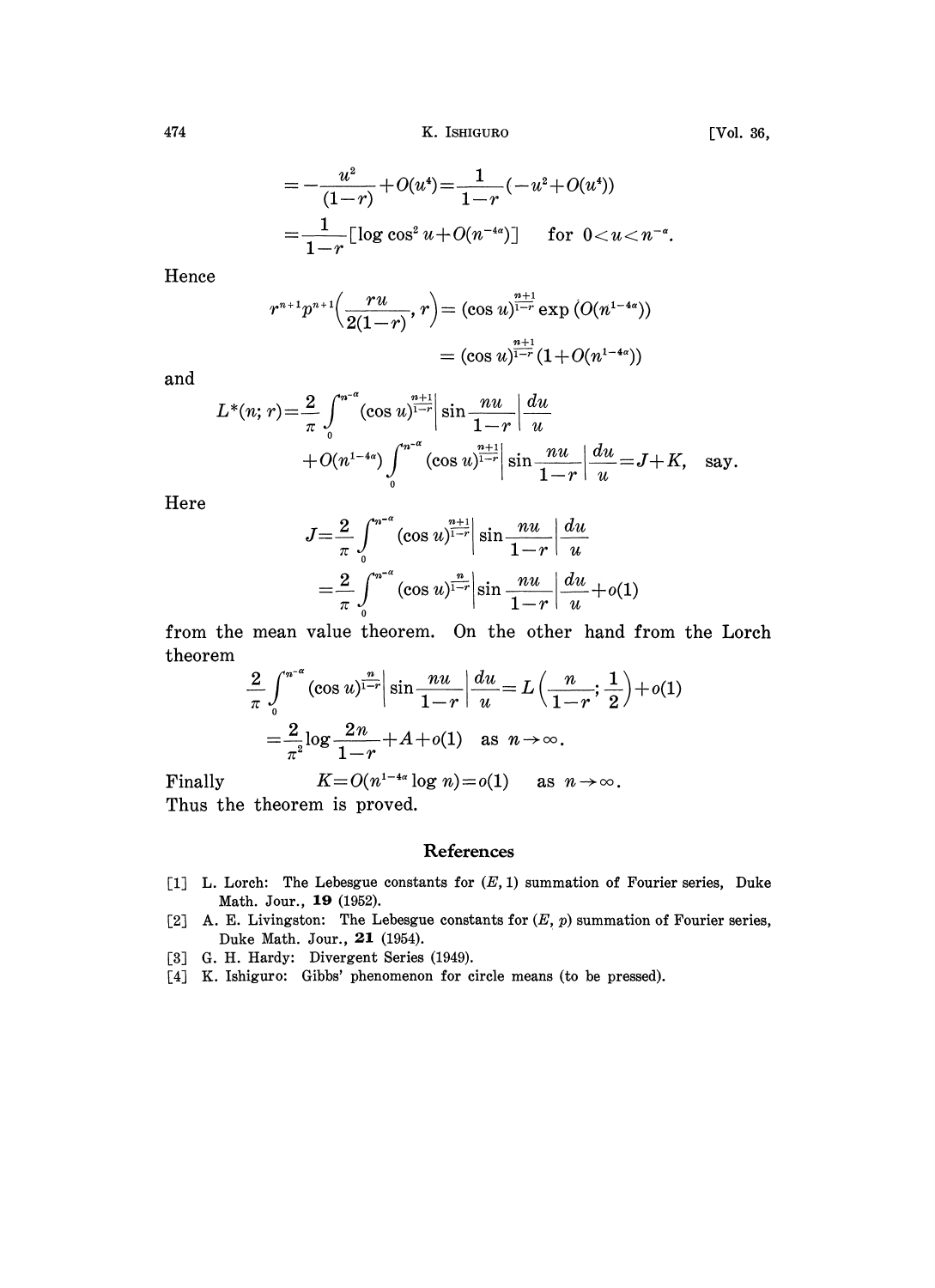$$=-\frac{u^2}{(1-r)}+O(u^4)=\frac{1}{1-r}(-u^2+O(u^4))$$

$$=\frac{1}{1-r}[\log\cos^2 u+O(n^{-4\alpha})] \qquad \text{for } 0<u<n^{-\alpha}.$$

Hence

$$r^{n+1}p^{n+1}\left(\frac{ru}{2(1-r)},\, r\right)=(\cos u)^{\frac{n+1}{1-r}}\exp\left(O(n^{1-4\alpha})\right)$$

$$=(\cos u)^{\frac{n+1}{1-r}}(1+O(n^{1-4\alpha}))$$

and

$$L^*(n;r)=\frac{2}{\pi}\int_0^{n^{-\alpha}}(\cos u)^{\frac{n+1}{1-r}}\left|\sin\frac{nu}{1-r}\right|\frac{du}{u}$$

$$+O(n^{1-4\alpha})\int_0^{n^{-\alpha}}(\cos u)^{\frac{n+1}{1-r}}\left|\sin\frac{nu}{1-r}\right|\frac{du}{u}=J+K, \quad \text{say}.$$

Here

$$J=\frac{2}{\pi}\int_0^{n^{-\alpha}}(\cos u)^{\frac{n+1}{1-r}}\left|\sin\frac{nu}{1-r}\right|\frac{du}{u}$$

$$=\frac{2}{\pi}\int_0^{n^{-\alpha}}(\cos u)^{\frac{n}{1-r}}\left|\sin\frac{nu}{1-r}\right|\frac{du}{u}+o(1)$$

from the mean value theorem. On the other hand from the Lorch theorem

$$\frac{2}{\pi}\int_0^{n^{-\alpha}}(\cos u)^{\frac{n}{1-r}}\left|\sin\frac{nu}{1-r}\right|\frac{du}{u}=L\left(\frac{n}{1-r};\frac{1}{2}\right)+o(1)$$

$$=\frac{2}{\pi^2}\log\frac{2n}{1-r}+A+o(1) \quad \text{as } n\to\infty.$$

Finally $\qquad K=O(n^{1-4\alpha}\log n)=o(1) \quad$ as $n\to\infty$.

Thus the theorem is proved.

## References

[1] L. Lorch: The Lebesgue constants for $(E,1)$ summation of Fourier series, Duke Math. Jour., **19** (1952).

[2] A. E. Livingston: The Lebesgue constants for $(E,p)$ summation of Fourier series, Duke Math. Jour., **21** (1954).

[3] G. H. Hardy: Divergent Series (1949).

[4] K. Ishiguro: Gibbs' phenomenon for circle means (to be pressed).